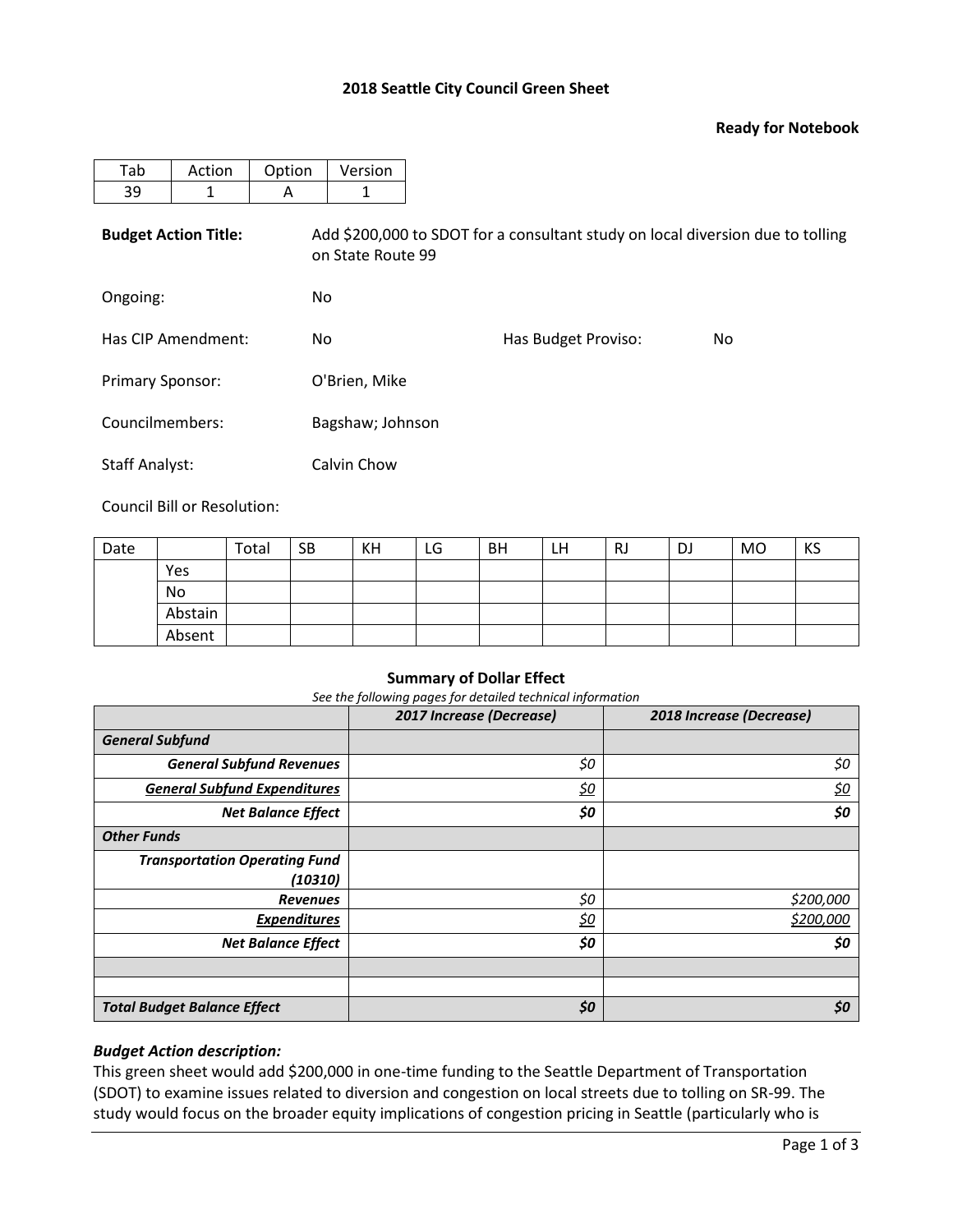# 2018 Seattle City Council Green Sheet

**Ready for Notebook**

| Tab | Action | Option | Version |
|---|---|---|---|
| 39 | 1 | A | 1 |

**Budget Action Title:** Add $200,000 to SDOT for a consultant study on local diversion due to tolling on State Route 99

Ongoing: No

Has CIP Amendment: No

Has Budget Proviso: No

Primary Sponsor: O'Brien, Mike

Councilmembers: Bagshaw; Johnson

Staff Analyst: Calvin Chow

Council Bill or Resolution:

| Date | | Total | SB | KH | LG | BH | LH | RJ | DJ | MO | KS |
|---|---|---|---|---|---|---|---|---|---|---|---|
| | Yes | | | | | | | | | | |
| | No | | | | | | | | | | |
| | Abstain | | | | | | | | | | |
| | Absent | | | | | | | | | | |

**Summary of Dollar Effect**

*See the following pages for detailed technical information*

| | 2017 Increase (Decrease) | 2018 Increase (Decrease) |
|---|---|---|
| ***General Subfund*** | | |
| ***General Subfund Revenues*** | *$0* | *$0* |
| ***General Subfund Expenditures*** | *$0* | *$0* |
| ***Net Balance Effect*** | ***$0*** | ***$0*** |
| ***Other Funds*** | | |
| ***Transportation Operating Fund (10310)*** | | |
| ***Revenues*** | *$0* | *$200,000* |
| ***Expenditures*** | *$0* | *$200,000* |
| ***Net Balance Effect*** | ***$0*** | ***$0*** |
| | | |
| | | |
| ***Total Budget Balance Effect*** | ***$0*** | ***$0*** |

***Budget Action description:***

This green sheet would add $200,000 in one-time funding to the Seattle Department of Transportation (SDOT) to examine issues related to diversion and congestion on local streets due to tolling on SR-99. The study would focus on the broader equity implications of congestion pricing in Seattle (particularly who is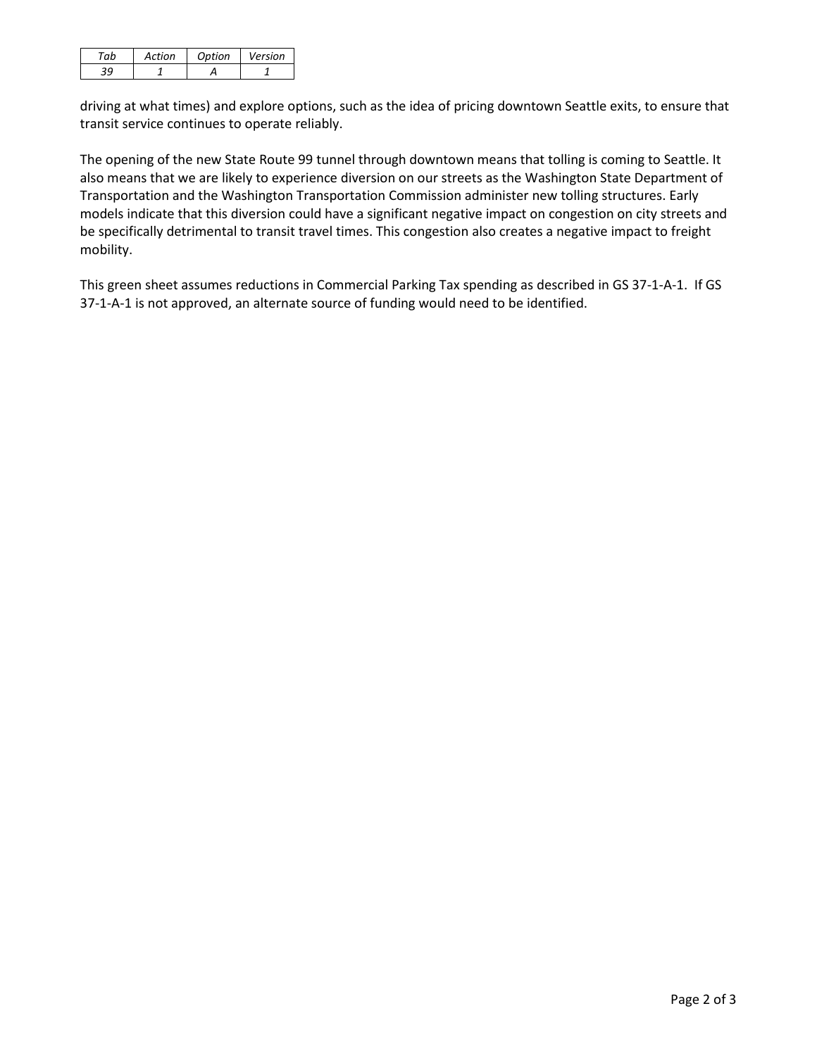driving at what times) and explore options, such as the idea of pricing downtown Seattle exits, to ensure that transit service continues to operate reliably.

The opening of the new State Route 99 tunnel through downtown means that tolling is coming to Seattle. It also means that we are likely to experience diversion on our streets as the Washington State Department of Transportation and the Washington Transportation Commission administer new tolling structures. Early models indicate that this diversion could have a significant negative impact on congestion on city streets and be specifically detrimental to transit travel times. This congestion also creates a negative impact to freight mobility.

This green sheet assumes reductions in Commercial Parking Tax spending as described in GS 37-1-A-1. If GS 37-1-A-1 is not approved, an alternate source of funding would need to be identified.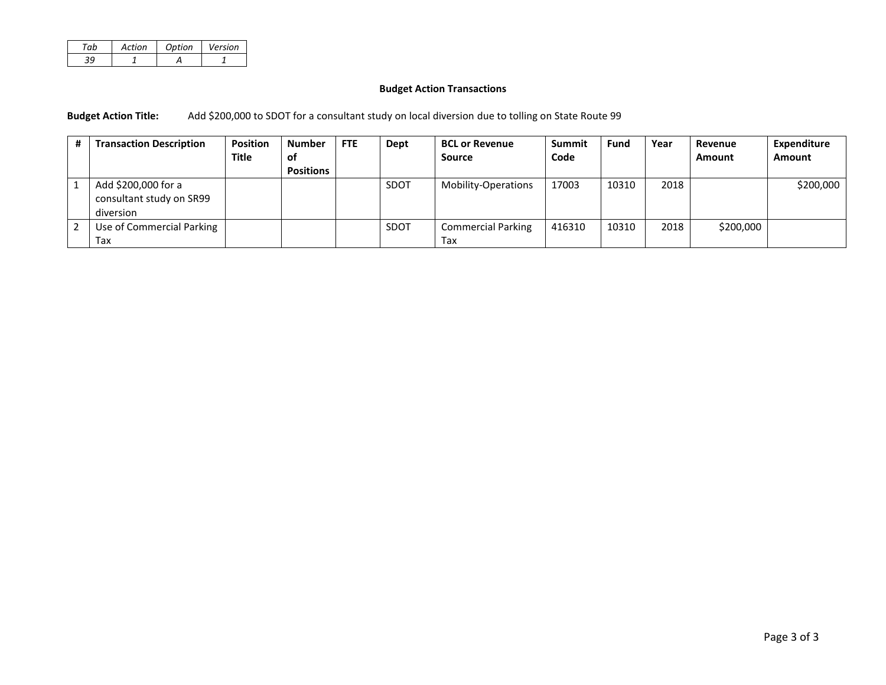| Tab | Action | Option | Version |
|---|---|---|---|
| 39 | 1 | A | 1 |

**Budget Action Transactions**

**Budget Action Title:** Add $200,000 to SDOT for a consultant study on local diversion due to tolling on State Route 99

| # | Transaction Description | Position Title | Number of Positions | FTE | Dept | BCL or Revenue Source | Summit Code | Fund | Year | Revenue Amount | Expenditure Amount |
|---|---|---|---|---|---|---|---|---|---|---|---|
| 1 | Add $200,000 for a consultant study on SR99 diversion | | | | SDOT | Mobility-Operations | 17003 | 10310 | 2018 | | $200,000 |
| 2 | Use of Commercial Parking Tax | | | | SDOT | Commercial Parking Tax | 416310 | 10310 | 2018 | $200,000 | |